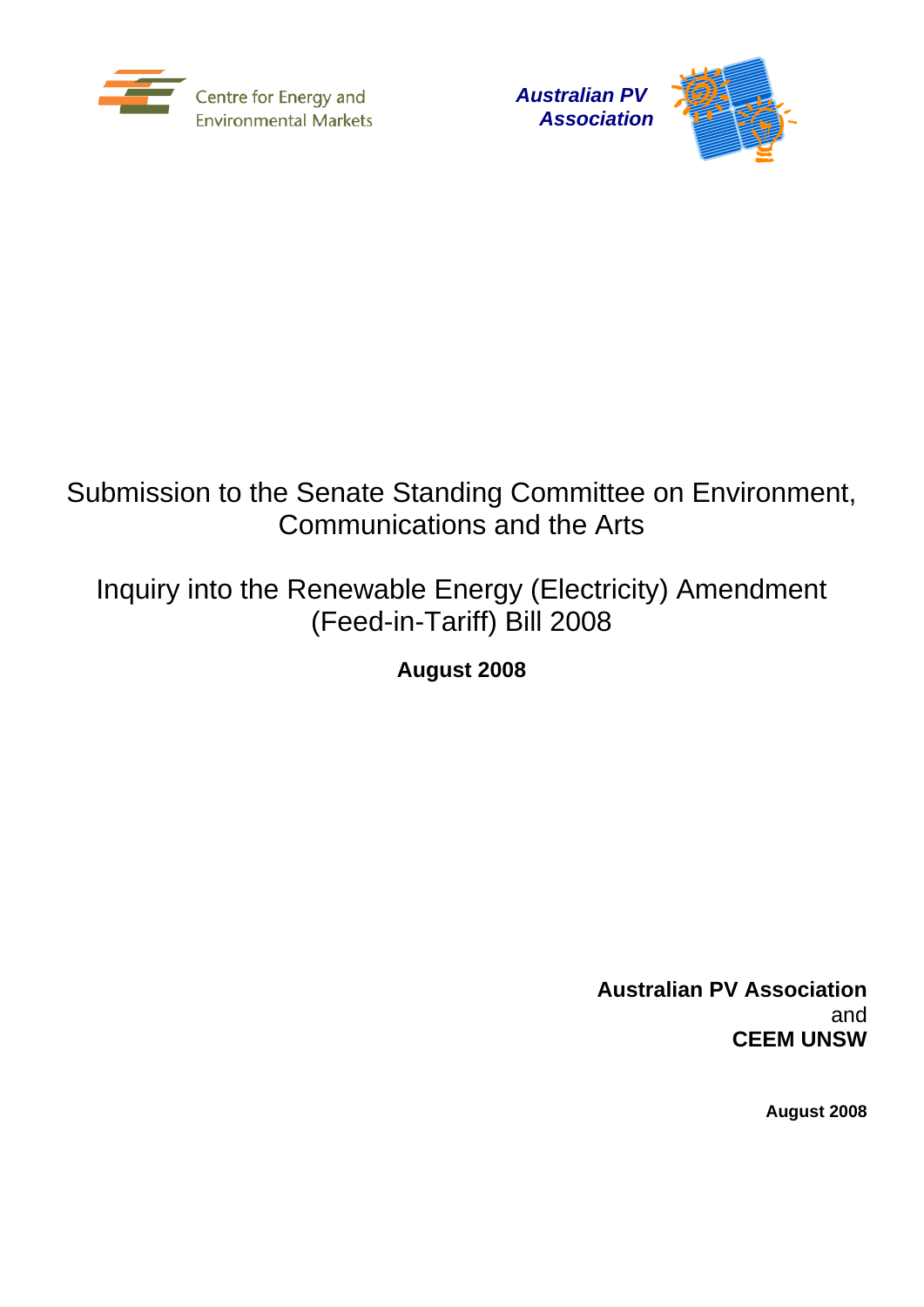Centre for Energy and Environmental Markets

Australian PV Association

# Submission to the Senate Standing Committee on Environment, Communications and the Arts

# Inquiry into the Renewable Energy (Electricity) Amendment (Feed-in-Tariff) Bill 2008

**August 2008**

**Australian PV Association**
and
**CEEM UNSW**

**August 2008**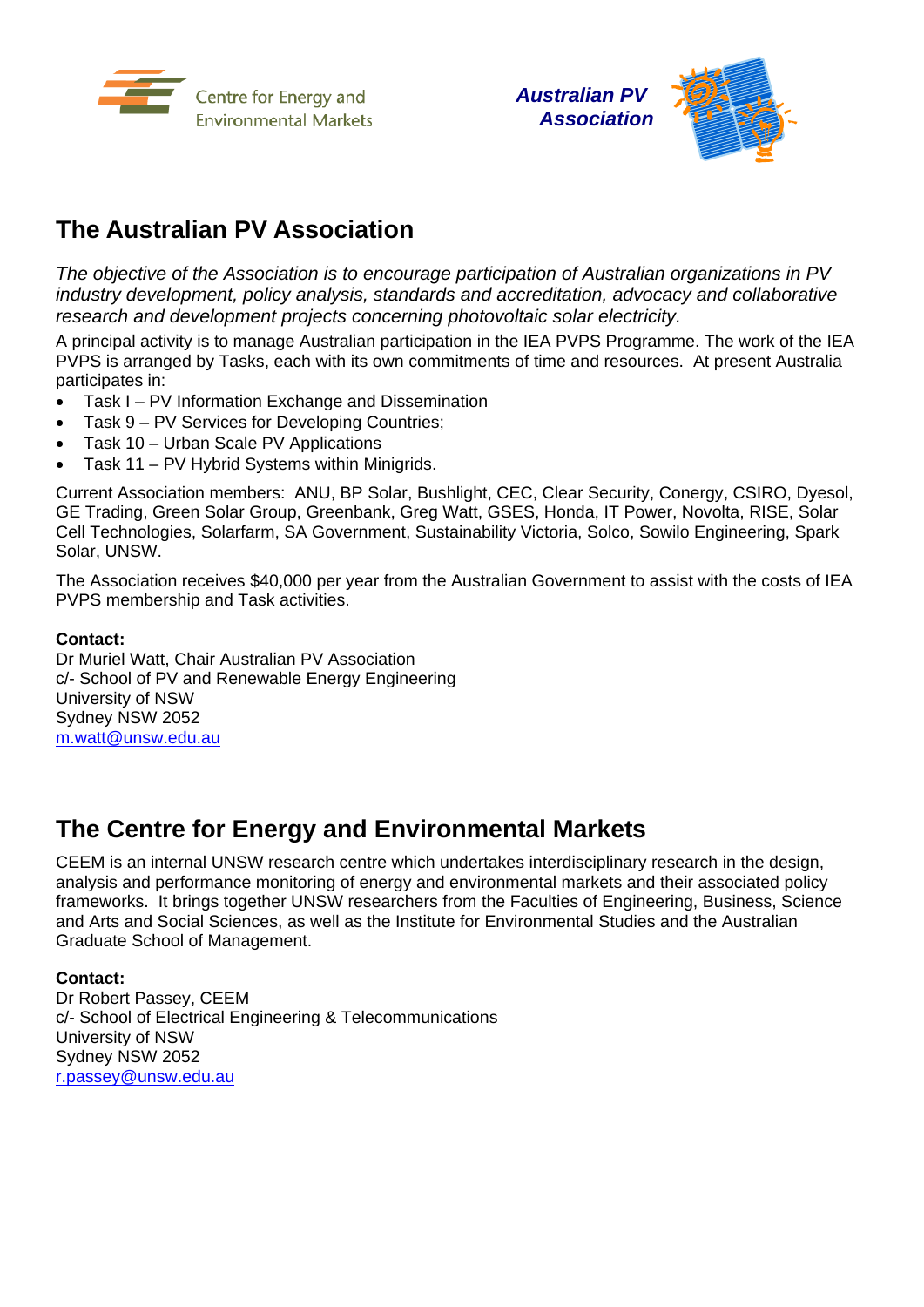Centre for Energy and Environmental Markets

Australian PV Association

## The Australian PV Association

*The objective of the Association is to encourage participation of Australian organizations in PV industry development, policy analysis, standards and accreditation, advocacy and collaborative research and development projects concerning photovoltaic solar electricity.*

A principal activity is to manage Australian participation in the IEA PVPS Programme. The work of the IEA PVPS is arranged by Tasks, each with its own commitments of time and resources. At present Australia participates in:

- Task I – PV Information Exchange and Dissemination
- Task 9 – PV Services for Developing Countries;
- Task 10 – Urban Scale PV Applications
- Task 11 – PV Hybrid Systems within Minigrids.

Current Association members: ANU, BP Solar, Bushlight, CEC, Clear Security, Conergy, CSIRO, Dyesol, GE Trading, Green Solar Group, Greenbank, Greg Watt, GSES, Honda, IT Power, Novolta, RISE, Solar Cell Technologies, Solarfarm, SA Government, Sustainability Victoria, Solco, Sowilo Engineering, Spark Solar, UNSW.

The Association receives $40,000 per year from the Australian Government to assist with the costs of IEA PVPS membership and Task activities.

**Contact:**
Dr Muriel Watt, Chair Australian PV Association
c/- School of PV and Renewable Energy Engineering
University of NSW
Sydney NSW 2052
m.watt@unsw.edu.au

## The Centre for Energy and Environmental Markets

CEEM is an internal UNSW research centre which undertakes interdisciplinary research in the design, analysis and performance monitoring of energy and environmental markets and their associated policy frameworks. It brings together UNSW researchers from the Faculties of Engineering, Business, Science and Arts and Social Sciences, as well as the Institute for Environmental Studies and the Australian Graduate School of Management.

**Contact:**
Dr Robert Passey, CEEM
c/- School of Electrical Engineering & Telecommunications
University of NSW
Sydney NSW 2052
r.passey@unsw.edu.au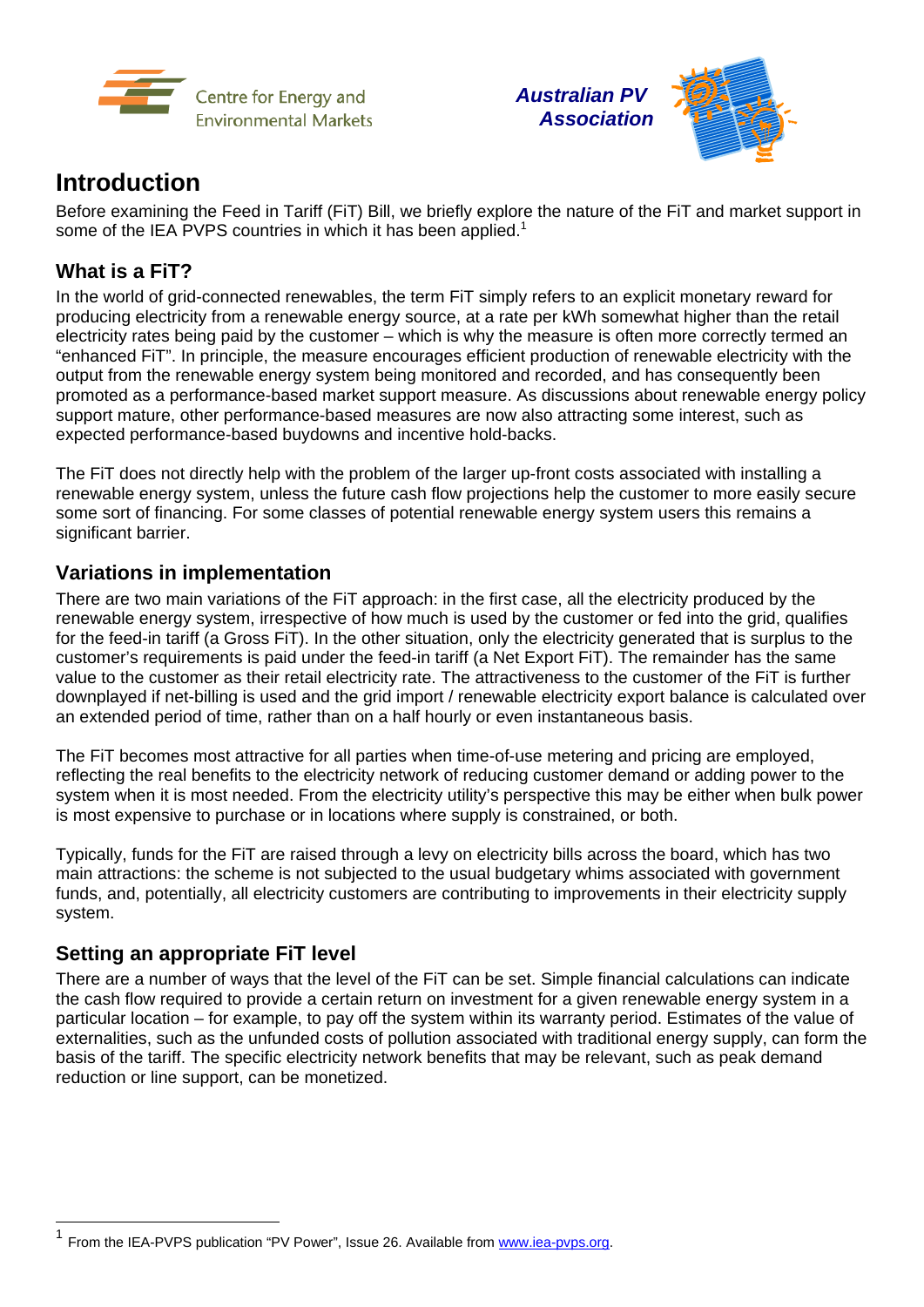# Introduction

Before examining the Feed in Tariff (FiT) Bill, we briefly explore the nature of the FiT and market support in some of the IEA PVPS countries in which it has been applied.[1]

## What is a FiT?

In the world of grid-connected renewables, the term FiT simply refers to an explicit monetary reward for producing electricity from a renewable energy source, at a rate per kWh somewhat higher than the retail electricity rates being paid by the customer – which is why the measure is often more correctly termed an "enhanced FiT". In principle, the measure encourages efficient production of renewable electricity with the output from the renewable energy system being monitored and recorded, and has consequently been promoted as a performance-based market support measure. As discussions about renewable energy policy support mature, other performance-based measures are now also attracting some interest, such as expected performance-based buydowns and incentive hold-backs.

The FiT does not directly help with the problem of the larger up-front costs associated with installing a renewable energy system, unless the future cash flow projections help the customer to more easily secure some sort of financing. For some classes of potential renewable energy system users this remains a significant barrier.

## Variations in implementation

There are two main variations of the FiT approach: in the first case, all the electricity produced by the renewable energy system, irrespective of how much is used by the customer or fed into the grid, qualifies for the feed-in tariff (a Gross FiT). In the other situation, only the electricity generated that is surplus to the customer's requirements is paid under the feed-in tariff (a Net Export FiT). The remainder has the same value to the customer as their retail electricity rate. The attractiveness to the customer of the FiT is further downplayed if net-billing is used and the grid import / renewable electricity export balance is calculated over an extended period of time, rather than on a half hourly or even instantaneous basis.

The FiT becomes most attractive for all parties when time-of-use metering and pricing are employed, reflecting the real benefits to the electricity network of reducing customer demand or adding power to the system when it is most needed. From the electricity utility's perspective this may be either when bulk power is most expensive to purchase or in locations where supply is constrained, or both.

Typically, funds for the FiT are raised through a levy on electricity bills across the board, which has two main attractions: the scheme is not subjected to the usual budgetary whims associated with government funds, and, potentially, all electricity customers are contributing to improvements in their electricity supply system.

## Setting an appropriate FiT level

There are a number of ways that the level of the FiT can be set. Simple financial calculations can indicate the cash flow required to provide a certain return on investment for a given renewable energy system in a particular location – for example, to pay off the system within its warranty period. Estimates of the value of externalities, such as the unfunded costs of pollution associated with traditional energy supply, can form the basis of the tariff. The specific electricity network benefits that may be relevant, such as peak demand reduction or line support, can be monetized.

---

[1] From the IEA-PVPS publication "PV Power", Issue 26. Available from www.iea-pvps.org.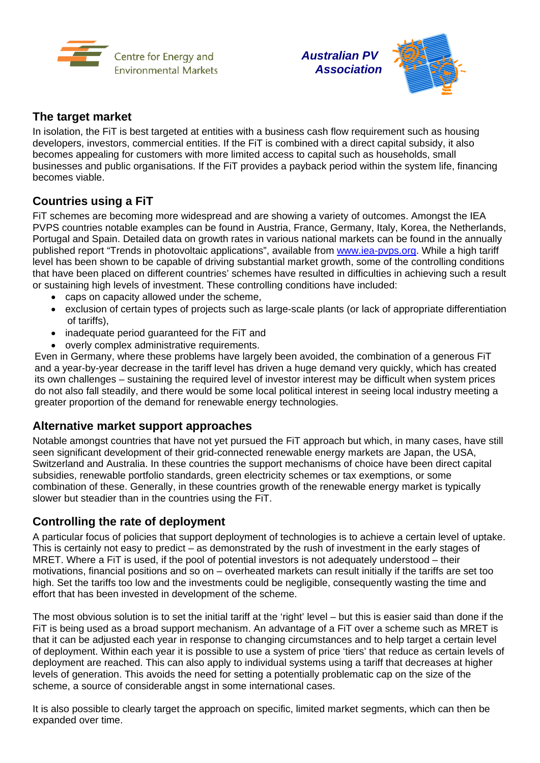## The target market

In isolation, the FiT is best targeted at entities with a business cash flow requirement such as housing developers, investors, commercial entities. If the FiT is combined with a direct capital subsidy, it also becomes appealing for customers with more limited access to capital such as households, small businesses and public organisations. If the FiT provides a payback period within the system life, financing becomes viable.

## Countries using a FiT

FiT schemes are becoming more widespread and are showing a variety of outcomes. Amongst the IEA PVPS countries notable examples can be found in Austria, France, Germany, Italy, Korea, the Netherlands, Portugal and Spain. Detailed data on growth rates in various national markets can be found in the annually published report "Trends in photovoltaic applications", available from www.iea-pvps.org. While a high tariff level has been shown to be capable of driving substantial market growth, some of the controlling conditions that have been placed on different countries' schemes have resulted in difficulties in achieving such a result or sustaining high levels of investment. These controlling conditions have included:

- caps on capacity allowed under the scheme,
- exclusion of certain types of projects such as large-scale plants (or lack of appropriate differentiation of tariffs),
- inadequate period guaranteed for the FiT and
- overly complex administrative requirements.

Even in Germany, where these problems have largely been avoided, the combination of a generous FiT and a year-by-year decrease in the tariff level has driven a huge demand very quickly, which has created its own challenges – sustaining the required level of investor interest may be difficult when system prices do not also fall steadily, and there would be some local political interest in seeing local industry meeting a greater proportion of the demand for renewable energy technologies.

## Alternative market support approaches

Notable amongst countries that have not yet pursued the FiT approach but which, in many cases, have still seen significant development of their grid-connected renewable energy markets are Japan, the USA, Switzerland and Australia. In these countries the support mechanisms of choice have been direct capital subsidies, renewable portfolio standards, green electricity schemes or tax exemptions, or some combination of these. Generally, in these countries growth of the renewable energy market is typically slower but steadier than in the countries using the FiT.

## Controlling the rate of deployment

A particular focus of policies that support deployment of technologies is to achieve a certain level of uptake. This is certainly not easy to predict – as demonstrated by the rush of investment in the early stages of MRET. Where a FiT is used, if the pool of potential investors is not adequately understood – their motivations, financial positions and so on – overheated markets can result initially if the tariffs are set too high. Set the tariffs too low and the investments could be negligible, consequently wasting the time and effort that has been invested in development of the scheme.

The most obvious solution is to set the initial tariff at the 'right' level – but this is easier said than done if the FiT is being used as a broad support mechanism. An advantage of a FiT over a scheme such as MRET is that it can be adjusted each year in response to changing circumstances and to help target a certain level of deployment. Within each year it is possible to use a system of price 'tiers' that reduce as certain levels of deployment are reached. This can also apply to individual systems using a tariff that decreases at higher levels of generation. This avoids the need for setting a potentially problematic cap on the size of the scheme, a source of considerable angst in some international cases.

It is also possible to clearly target the approach on specific, limited market segments, which can then be expanded over time.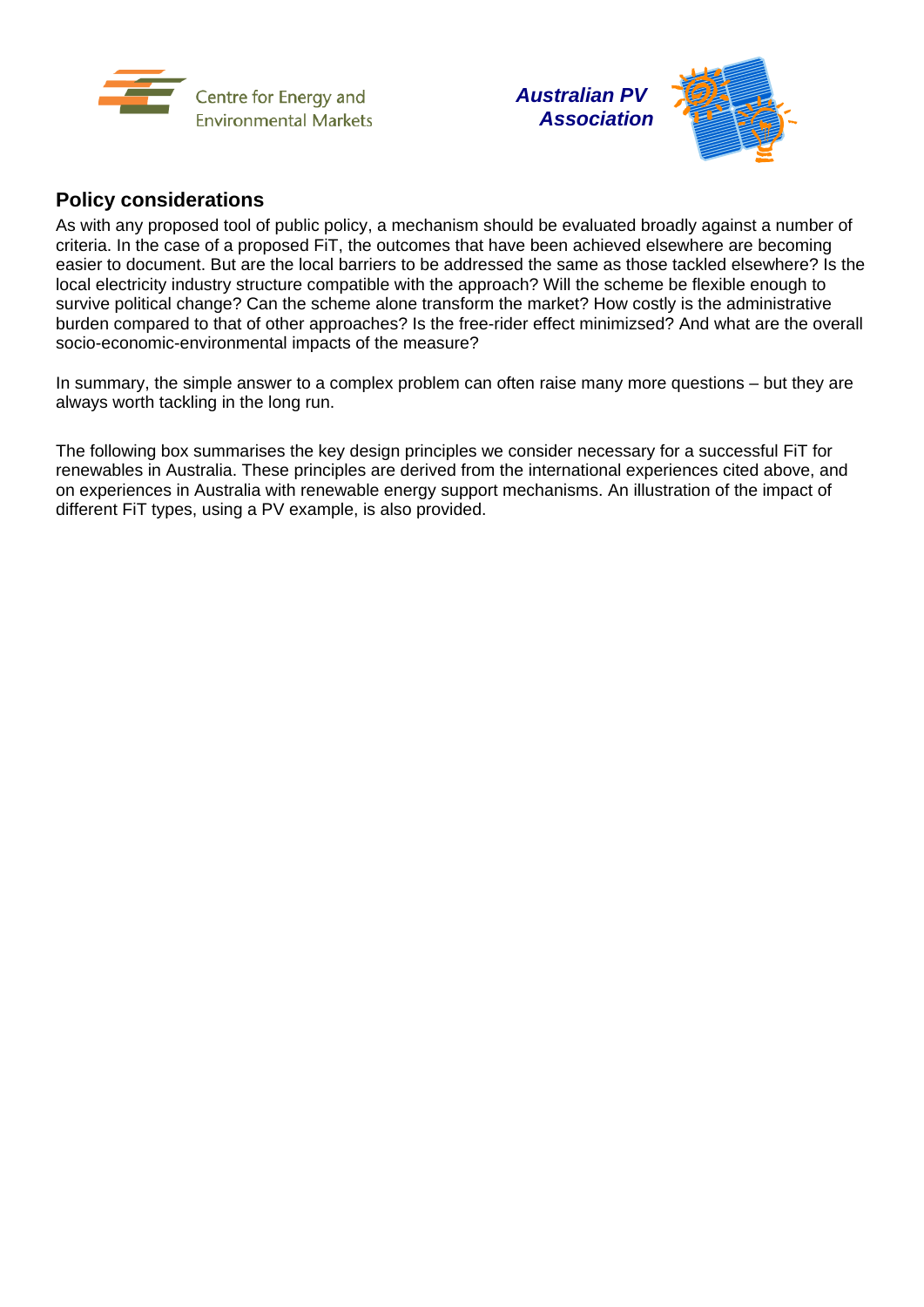## Policy considerations

As with any proposed tool of public policy, a mechanism should be evaluated broadly against a number of criteria. In the case of a proposed FiT, the outcomes that have been achieved elsewhere are becoming easier to document. But are the local barriers to be addressed the same as those tackled elsewhere? Is the local electricity industry structure compatible with the approach? Will the scheme be flexible enough to survive political change? Can the scheme alone transform the market? How costly is the administrative burden compared to that of other approaches? Is the free-rider effect minimizsed? And what are the overall socio-economic-environmental impacts of the measure?

In summary, the simple answer to a complex problem can often raise many more questions – but they are always worth tackling in the long run.

The following box summarises the key design principles we consider necessary for a successful FiT for renewables in Australia. These principles are derived from the international experiences cited above, and on experiences in Australia with renewable energy support mechanisms. An illustration of the impact of different FiT types, using a PV example, is also provided.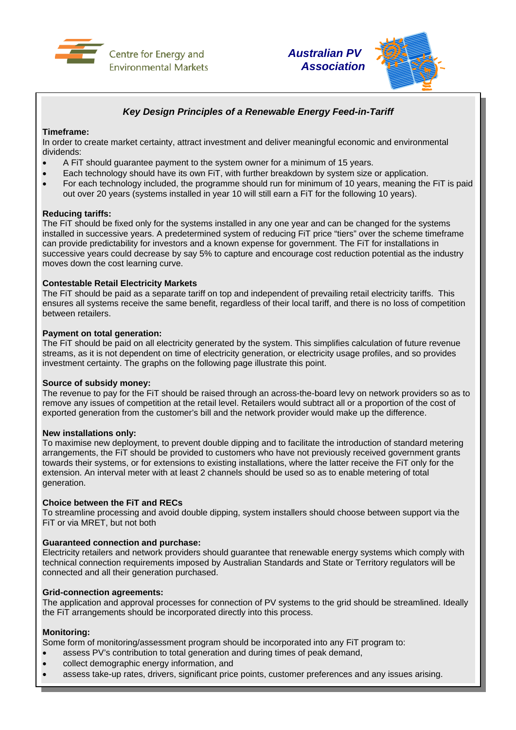Centre for Energy and Environmental Markets

**Australian PV Association**

## *Key Design Principles of a Renewable Energy Feed-in-Tariff*

**Timeframe:**
In order to create market certainty, attract investment and deliver meaningful economic and environmental dividends:

- A FiT should guarantee payment to the system owner for a minimum of 15 years.
- Each technology should have its own FiT, with further breakdown by system size or application.
- For each technology included, the programme should run for minimum of 10 years, meaning the FiT is paid out over 20 years (systems installed in year 10 will still earn a FiT for the following 10 years).

**Reducing tariffs:**
The FiT should be fixed only for the systems installed in any one year and can be changed for the systems installed in successive years. A predetermined system of reducing FiT price "tiers" over the scheme timeframe can provide predictability for investors and a known expense for government. The FiT for installations in successive years could decrease by say 5% to capture and encourage cost reduction potential as the industry moves down the cost learning curve.

**Contestable Retail Electricity Markets**
The FiT should be paid as a separate tariff on top and independent of prevailing retail electricity tariffs. This ensures all systems receive the same benefit, regardless of their local tariff, and there is no loss of competition between retailers.

**Payment on total generation:**
The FiT should be paid on all electricity generated by the system. This simplifies calculation of future revenue streams, as it is not dependent on time of electricity generation, or electricity usage profiles, and so provides investment certainty. The graphs on the following page illustrate this point.

**Source of subsidy money:**
The revenue to pay for the FiT should be raised through an across-the-board levy on network providers so as to remove any issues of competition at the retail level. Retailers would subtract all or a proportion of the cost of exported generation from the customer's bill and the network provider would make up the difference.

**New installations only:**
To maximise new deployment, to prevent double dipping and to facilitate the introduction of standard metering arrangements, the FiT should be provided to customers who have not previously received government grants towards their systems, or for extensions to existing installations, where the latter receive the FiT only for the extension. An interval meter with at least 2 channels should be used so as to enable metering of total generation.

**Choice between the FiT and RECs**
To streamline processing and avoid double dipping, system installers should choose between support via the FiT or via MRET, but not both

**Guaranteed connection and purchase:**
Electricity retailers and network providers should guarantee that renewable energy systems which comply with technical connection requirements imposed by Australian Standards and State or Territory regulators will be connected and all their generation purchased.

**Grid-connection agreements:**
The application and approval processes for connection of PV systems to the grid should be streamlined. Ideally the FiT arrangements should be incorporated directly into this process.

**Monitoring:**
Some form of monitoring/assessment program should be incorporated into any FiT program to:

- assess PV's contribution to total generation and during times of peak demand,
- collect demographic energy information, and
- assess take-up rates, drivers, significant price points, customer preferences and any issues arising.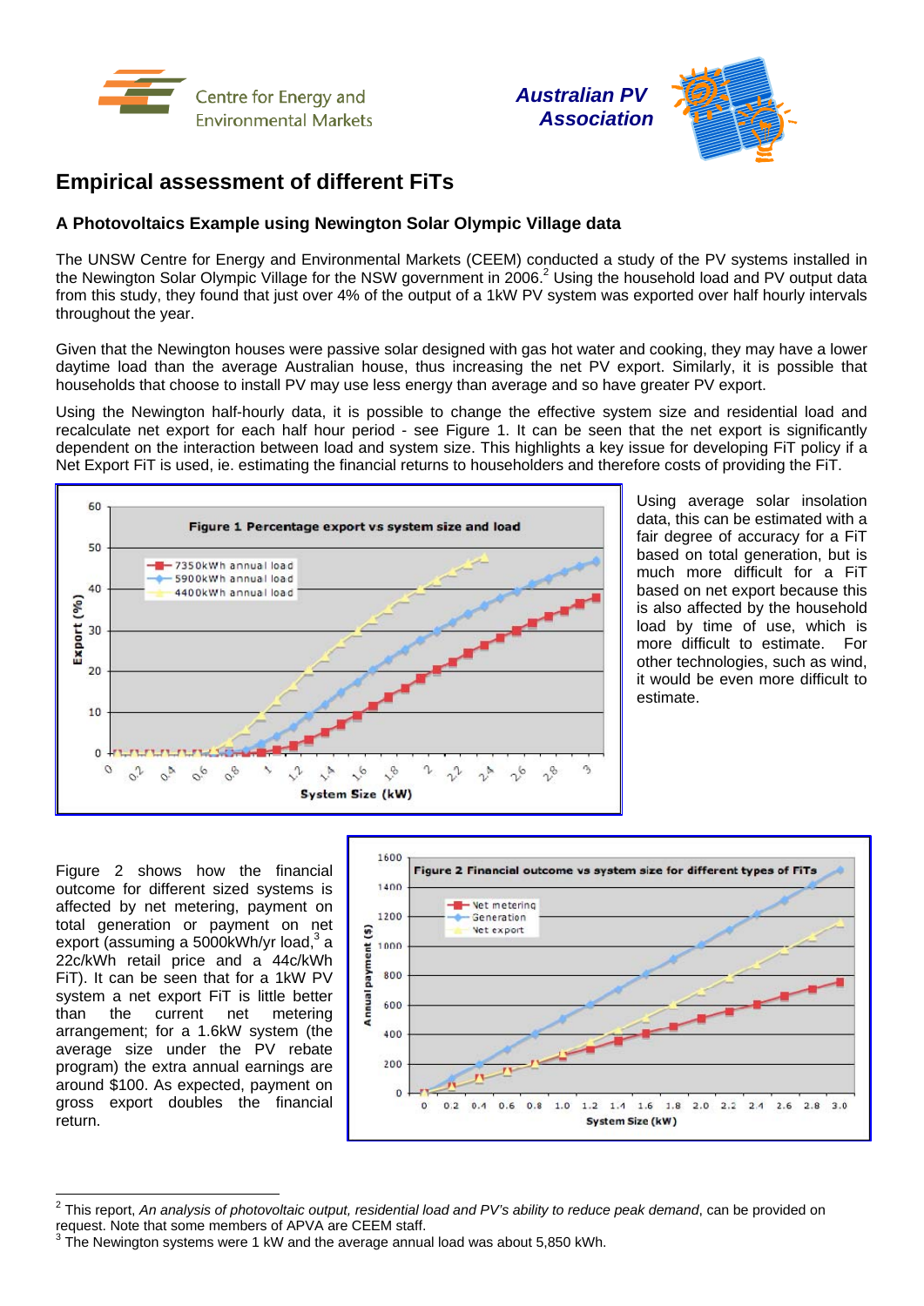Centre for Energy and Environmental Markets

Australian PV Association

# Empirical assessment of different FiTs

## A Photovoltaics Example using Newington Solar Olympic Village data

The UNSW Centre for Energy and Environmental Markets (CEEM) conducted a study of the PV systems installed in the Newington Solar Olympic Village for the NSW government in 2006.[2] Using the household load and PV output data from this study, they found that just over 4% of the output of a 1kW PV system was exported over half hourly intervals throughout the year.

Given that the Newington houses were passive solar designed with gas hot water and cooking, they may have a lower daytime load than the average Australian house, thus increasing the net PV export. Similarly, it is possible that households that choose to install PV may use less energy than average and so have greater PV export.

Using the Newington half-hourly data, it is possible to change the effective system size and residential load and recalculate net export for each half hour period - see Figure 1. It can be seen that the net export is significantly dependent on the interaction between load and system size. This highlights a key issue for developing FiT policy if a Net Export FiT is used, ie. estimating the financial returns to householders and therefore costs of providing the FiT.

Figure 1 Percentage export vs system size and load

7350kWh annual load
5900kWh annual load
4400kWh annual load

Export (%)

0
10
20
30
40
50
60

System Size (kW)

0 0.2 0.4 0.6 0.8 1 1.2 1.4 1.6 1.8 2 2.2 2.4 2.6 2.8 3

Using average solar insolation data, this can be estimated with a fair degree of accuracy for a FiT based on total generation, but is much more difficult for a FiT based on net export because this is also affected by the household load by time of use, which is more difficult to estimate. For other technologies, such as wind, it would be even more difficult to estimate.

Figure 2 shows how the financial outcome for different sized systems is affected by net metering, payment on total generation or payment on net export (assuming a 5000kWh/yr load,[3] a 22c/kWh retail price and a 44c/kWh FiT). It can be seen that for a 1kW PV system a net export FiT is little better than the current net metering arrangement; for a 1.6kW system (the average size under the PV rebate program) the extra annual earnings are around $100. As expected, payment on gross export doubles the financial return.

Figure 2 Financial outcome vs system size for different types of FiTs

Net metering
Generation
Net export

Annual payment ($)

0
200
400
600
800
1000
1200
1400
1600

System Size (kW)

0 0.2 0.4 0.6 0.8 1.0 1.2 1.4 1.6 1.8 2.0 2.2 2.4 2.6 2.8 3.0

---

[2] This report, *An analysis of photovoltaic output, residential load and PV's ability to reduce peak demand*, can be provided on request. Note that some members of APVA are CEEM staff.

[3] The Newington systems were 1 kW and the average annual load was about 5,850 kWh.